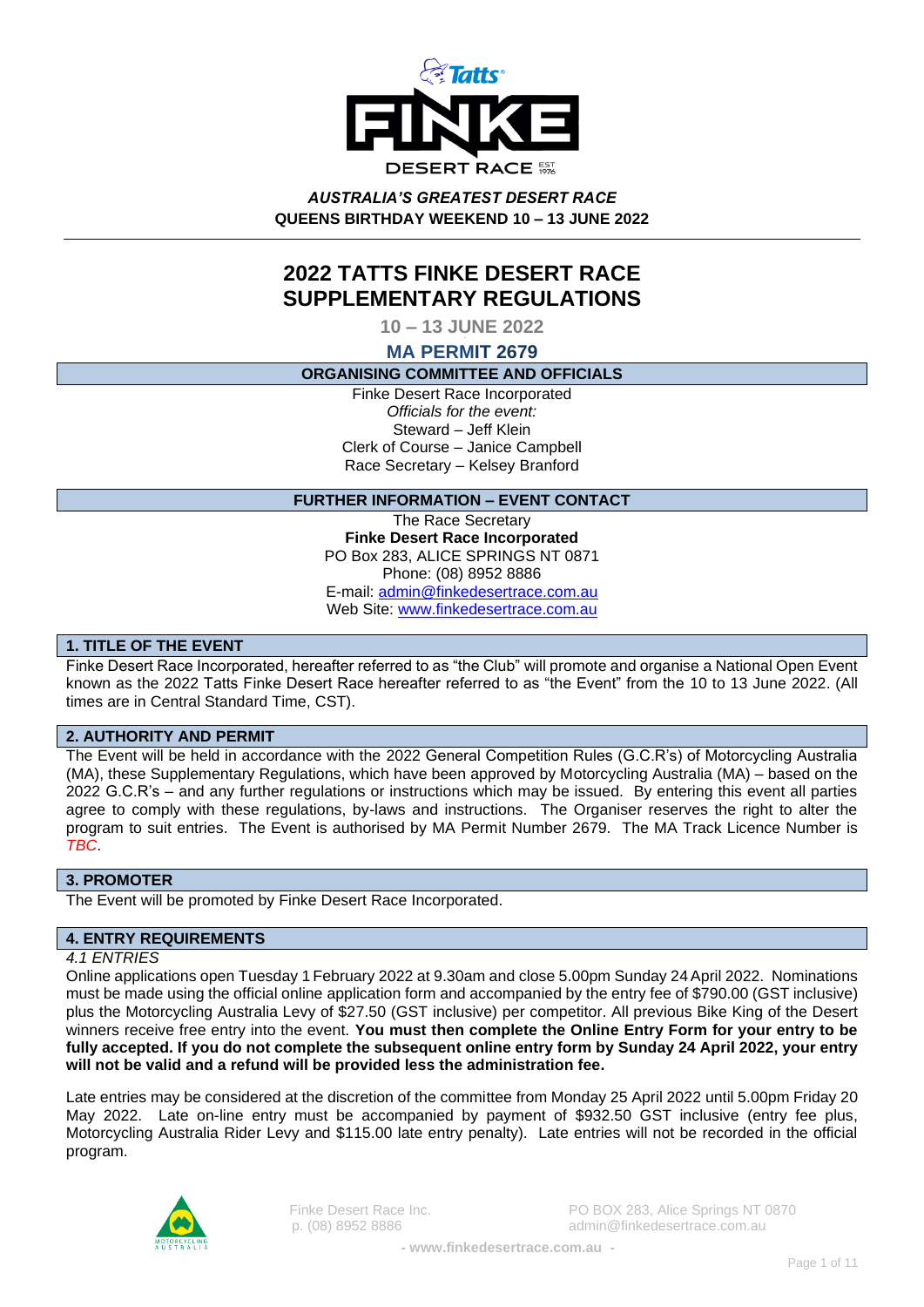*AUSTRALIA'S GREATEST DESERT RACE*

**QUEENS BIRTHDAY WEEKEND 10 – 13 JUNE 2022**

# 2022 TATTS FINKE DESERT RACE SUPPLEMENTARY REGULATIONS

**10 – 13 JUNE 2022**

**MA PERMIT 2679**

## ORGANISING COMMITTEE AND OFFICIALS

Finke Desert Race Incorporated
*Officials for the event:*
Steward – Jeff Klein
Clerk of Course – Janice Campbell
Race Secretary – Kelsey Branford

## FURTHER INFORMATION – EVENT CONTACT

The Race Secretary
**Finke Desert Race Incorporated**
PO Box 283, ALICE SPRINGS NT 0871
Phone: (08) 8952 8886
E-mail: admin@finkedesertrace.com.au
Web Site: www.finkedesertrace.com.au

## 1. TITLE OF THE EVENT

Finke Desert Race Incorporated, hereafter referred to as "the Club" will promote and organise a National Open Event known as the 2022 Tatts Finke Desert Race hereafter referred to as "the Event" from the 10 to 13 June 2022. (All times are in Central Standard Time, CST).

## 2. AUTHORITY AND PERMIT

The Event will be held in accordance with the 2022 General Competition Rules (G.C.R's) of Motorcycling Australia (MA), these Supplementary Regulations, which have been approved by Motorcycling Australia (MA) – based on the 2022 G.C.R's – and any further regulations or instructions which may be issued. By entering this event all parties agree to comply with these regulations, by-laws and instructions. The Organiser reserves the right to alter the program to suit entries. The Event is authorised by MA Permit Number 2679. The MA Track Licence Number is *TBC*.

## 3. PROMOTER

The Event will be promoted by Finke Desert Race Incorporated.

## 4. ENTRY REQUIREMENTS

*4.1 ENTRIES*

Online applications open Tuesday 1 February 2022 at 9.30am and close 5.00pm Sunday 24 April 2022. Nominations must be made using the official online application form and accompanied by the entry fee of $790.00 (GST inclusive) plus the Motorcycling Australia Levy of $27.50 (GST inclusive) per competitor. All previous Bike King of the Desert winners receive free entry into the event. **You must then complete the Online Entry Form for your entry to be fully accepted. If you do not complete the subsequent online entry form by Sunday 24 April 2022, your entry will not be valid and a refund will be provided less the administration fee.**

Late entries may be considered at the discretion of the committee from Monday 25 April 2022 until 5.00pm Friday 20 May 2022. Late on-line entry must be accompanied by payment of $932.50 GST inclusive (entry fee plus, Motorcycling Australia Rider Levy and $115.00 late entry penalty). Late entries will not be recorded in the official program.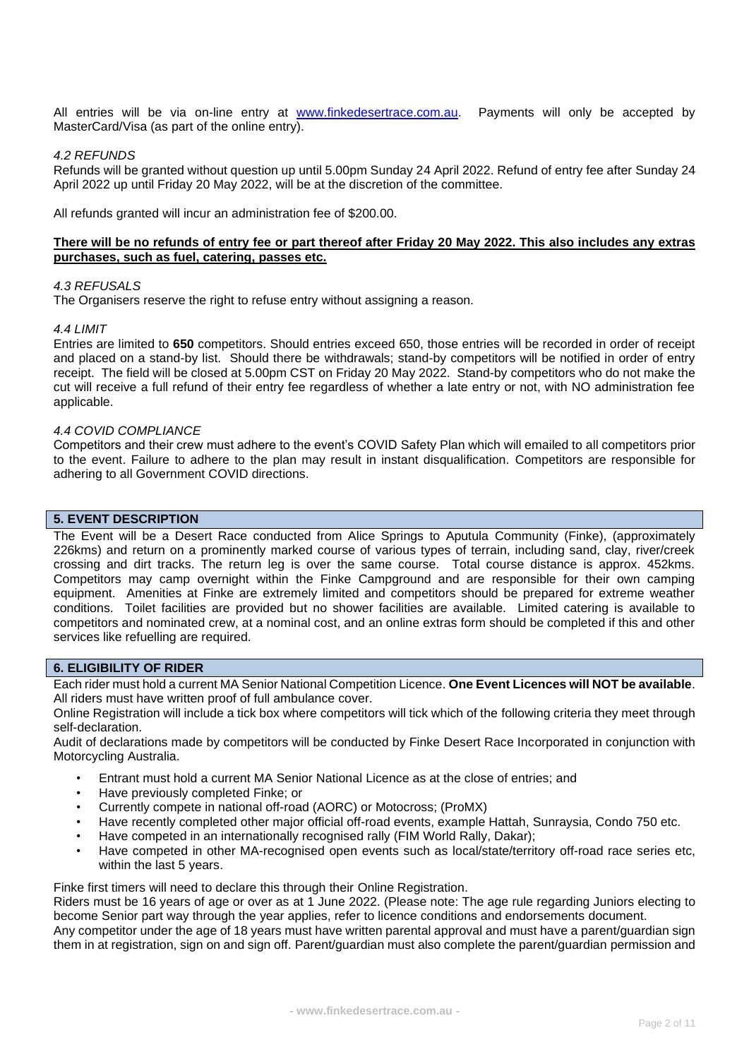All entries will be via on-line entry at [www.finkedesertrace.com.au](http://www.finkedesertrace.com.au). Payments will only be accepted by MasterCard/Visa (as part of the online entry).

*4.2 REFUNDS*

Refunds will be granted without question up until 5.00pm Sunday 24 April 2022. Refund of entry fee after Sunday 24 April 2022 up until Friday 20 May 2022, will be at the discretion of the committee.

All refunds granted will incur an administration fee of $200.00.

**There will be no refunds of entry fee or part thereof after Friday 20 May 2022. This also includes any extras purchases, such as fuel, catering, passes etc.**

*4.3 REFUSALS*

The Organisers reserve the right to refuse entry without assigning a reason.

*4.4 LIMIT*

Entries are limited to **650** competitors. Should entries exceed 650, those entries will be recorded in order of receipt and placed on a stand-by list. Should there be withdrawals; stand-by competitors will be notified in order of entry receipt. The field will be closed at 5.00pm CST on Friday 20 May 2022. Stand-by competitors who do not make the cut will receive a full refund of their entry fee regardless of whether a late entry or not, with NO administration fee applicable.

*4.4 COVID COMPLIANCE*

Competitors and their crew must adhere to the event's COVID Safety Plan which will emailed to all competitors prior to the event. Failure to adhere to the plan may result in instant disqualification. Competitors are responsible for adhering to all Government COVID directions.

## 5. EVENT DESCRIPTION

The Event will be a Desert Race conducted from Alice Springs to Aputula Community (Finke), (approximately 226kms) and return on a prominently marked course of various types of terrain, including sand, clay, river/creek crossing and dirt tracks. The return leg is over the same course. Total course distance is approx. 452kms. Competitors may camp overnight within the Finke Campground and are responsible for their own camping equipment. Amenities at Finke are extremely limited and competitors should be prepared for extreme weather conditions. Toilet facilities are provided but no shower facilities are available. Limited catering is available to competitors and nominated crew, at a nominal cost, and an online extras form should be completed if this and other services like refuelling are required.

## 6. ELIGIBILITY OF RIDER

Each rider must hold a current MA Senior National Competition Licence. **One Event Licences will NOT be available**. All riders must have written proof of full ambulance cover.

Online Registration will include a tick box where competitors will tick which of the following criteria they meet through self-declaration.

Audit of declarations made by competitors will be conducted by Finke Desert Race Incorporated in conjunction with Motorcycling Australia.

- Entrant must hold a current MA Senior National Licence as at the close of entries; and
- Have previously completed Finke; or
- Currently compete in national off-road (AORC) or Motocross; (ProMX)
- Have recently completed other major official off-road events, example Hattah, Sunraysia, Condo 750 etc.
- Have competed in an internationally recognised rally (FIM World Rally, Dakar);
- Have competed in other MA-recognised open events such as local/state/territory off-road race series etc, within the last 5 years.

Finke first timers will need to declare this through their Online Registration.

Riders must be 16 years of age or over as at 1 June 2022. (Please note: The age rule regarding Juniors electing to become Senior part way through the year applies, refer to licence conditions and endorsements document.

Any competitor under the age of 18 years must have written parental approval and must have a parent/guardian sign them in at registration, sign on and sign off. Parent/guardian must also complete the parent/guardian permission and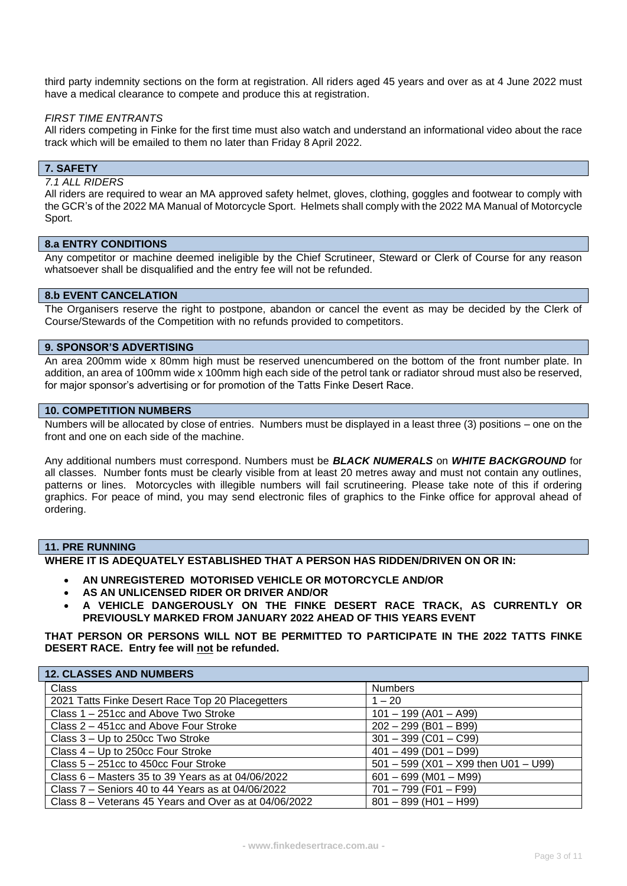third party indemnity sections on the form at registration. All riders aged 45 years and over as at 4 June 2022 must have a medical clearance to compete and produce this at registration.

*FIRST TIME ENTRANTS*

All riders competing in Finke for the first time must also watch and understand an informational video about the race track which will be emailed to them no later than Friday 8 April 2022.

## 7. SAFETY

*7.1 ALL RIDERS*

All riders are required to wear an MA approved safety helmet, gloves, clothing, goggles and footwear to comply with the GCR's of the 2022 MA Manual of Motorcycle Sport. Helmets shall comply with the 2022 MA Manual of Motorcycle Sport.

## 8.a ENTRY CONDITIONS

Any competitor or machine deemed ineligible by the Chief Scrutineer, Steward or Clerk of Course for any reason whatsoever shall be disqualified and the entry fee will not be refunded.

## 8.b EVENT CANCELATION

The Organisers reserve the right to postpone, abandon or cancel the event as may be decided by the Clerk of Course/Stewards of the Competition with no refunds provided to competitors.

## 9. SPONSOR'S ADVERTISING

An area 200mm wide x 80mm high must be reserved unencumbered on the bottom of the front number plate. In addition, an area of 100mm wide x 100mm high each side of the petrol tank or radiator shroud must also be reserved, for major sponsor's advertising or for promotion of the Tatts Finke Desert Race.

## 10. COMPETITION NUMBERS

Numbers will be allocated by close of entries. Numbers must be displayed in a least three (3) positions – one on the front and one on each side of the machine.

Any additional numbers must correspond. Numbers must be ***BLACK NUMERALS*** on ***WHITE BACKGROUND*** for all classes. Number fonts must be clearly visible from at least 20 metres away and must not contain any outlines, patterns or lines. Motorcycles with illegible numbers will fail scrutineering. Please take note of this if ordering graphics. For peace of mind, you may send electronic files of graphics to the Finke office for approval ahead of ordering.

## 11. PRE RUNNING

**WHERE IT IS ADEQUATELY ESTABLISHED THAT A PERSON HAS RIDDEN/DRIVEN ON OR IN:**

- **AN UNREGISTERED MOTORISED VEHICLE OR MOTORCYCLE AND/OR**
- **AS AN UNLICENSED RIDER OR DRIVER AND/OR**
- **A VEHICLE DANGEROUSLY ON THE FINKE DESERT RACE TRACK, AS CURRENTLY OR PREVIOUSLY MARKED FROM JANUARY 2022 AHEAD OF THIS YEARS EVENT**

**THAT PERSON OR PERSONS WILL NOT BE PERMITTED TO PARTICIPATE IN THE 2022 TATTS FINKE DESERT RACE. Entry fee will <u>not</u> be refunded.**

## 12. CLASSES AND NUMBERS

| Class | Numbers |
|---|---|
| 2021 Tatts Finke Desert Race Top 20 Placegetters | 1 – 20 |
| Class 1 – 251cc and Above Two Stroke | 101 – 199 (A01 – A99) |
| Class 2 – 451cc and Above Four Stroke | 202 – 299 (B01 – B99) |
| Class 3 – Up to 250cc Two Stroke | 301 – 399 (C01 – C99) |
| Class 4 – Up to 250cc Four Stroke | 401 – 499 (D01 – D99) |
| Class 5 – 251cc to 450cc Four Stroke | 501 – 599 (X01 – X99 then U01 – U99) |
| Class 6 – Masters 35 to 39 Years as at 04/06/2022 | 601 – 699 (M01 – M99) |
| Class 7 – Seniors 40 to 44 Years as at 04/06/2022 | 701 – 799 (F01 – F99) |
| Class 8 – Veterans 45 Years and Over as at 04/06/2022 | 801 – 899 (H01 – H99) |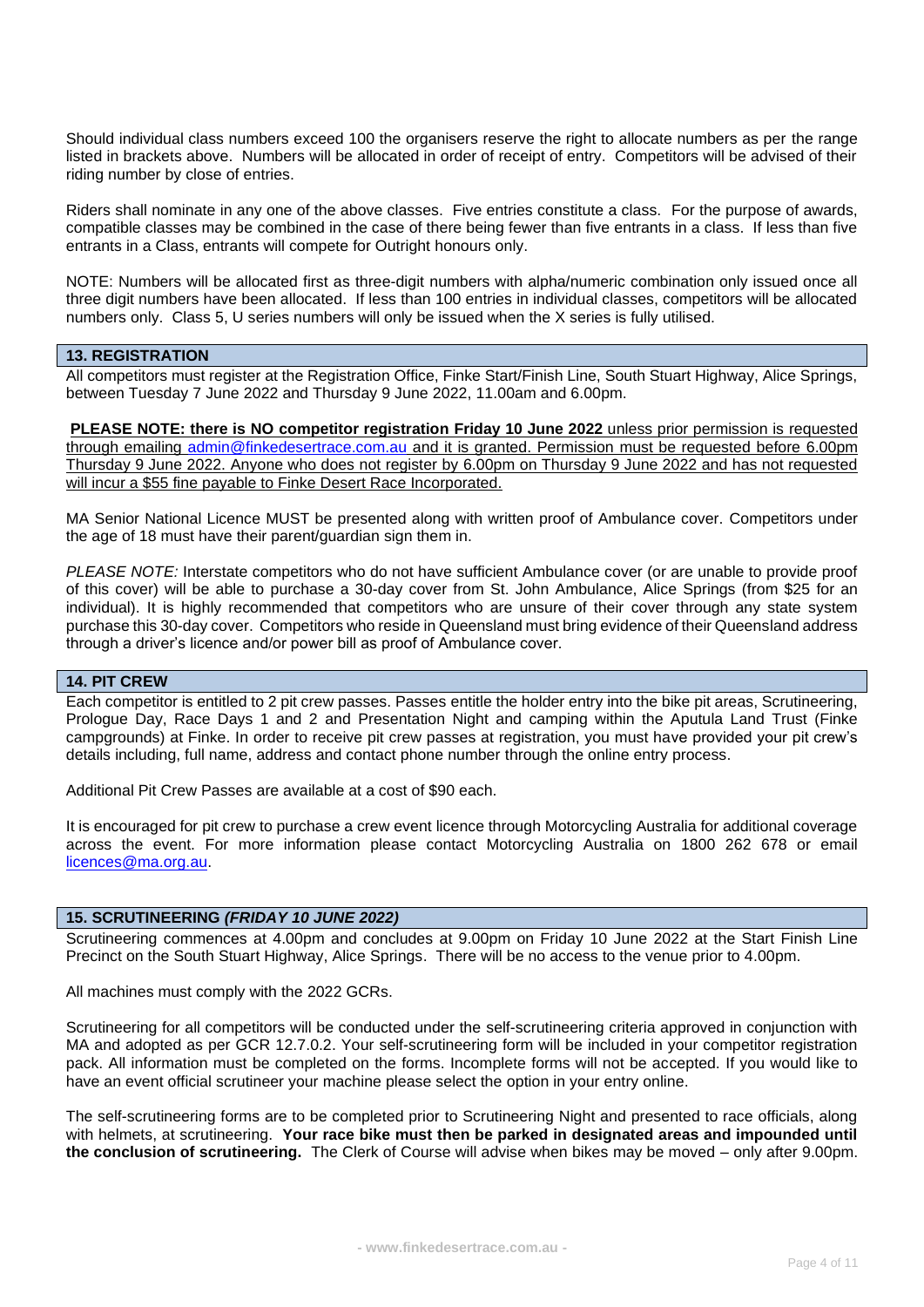Should individual class numbers exceed 100 the organisers reserve the right to allocate numbers as per the range listed in brackets above. Numbers will be allocated in order of receipt of entry. Competitors will be advised of their riding number by close of entries.

Riders shall nominate in any one of the above classes. Five entries constitute a class. For the purpose of awards, compatible classes may be combined in the case of there being fewer than five entrants in a class. If less than five entrants in a Class, entrants will compete for Outright honours only.

NOTE: Numbers will be allocated first as three-digit numbers with alpha/numeric combination only issued once all three digit numbers have been allocated. If less than 100 entries in individual classes, competitors will be allocated numbers only. Class 5, U series numbers will only be issued when the X series is fully utilised.

## 13. REGISTRATION

All competitors must register at the Registration Office, Finke Start/Finish Line, South Stuart Highway, Alice Springs, between Tuesday 7 June 2022 and Thursday 9 June 2022, 11.00am and 6.00pm.

**PLEASE NOTE: there is NO competitor registration Friday 10 June 2022** unless prior permission is requested through emailing admin@finkedesertrace.com.au and it is granted. Permission must be requested before 6.00pm Thursday 9 June 2022. Anyone who does not register by 6.00pm on Thursday 9 June 2022 and has not requested will incur a $55 fine payable to Finke Desert Race Incorporated.

MA Senior National Licence MUST be presented along with written proof of Ambulance cover. Competitors under the age of 18 must have their parent/guardian sign them in.

*PLEASE NOTE:* Interstate competitors who do not have sufficient Ambulance cover (or are unable to provide proof of this cover) will be able to purchase a 30-day cover from St. John Ambulance, Alice Springs (from $25 for an individual). It is highly recommended that competitors who are unsure of their cover through any state system purchase this 30-day cover. Competitors who reside in Queensland must bring evidence of their Queensland address through a driver's licence and/or power bill as proof of Ambulance cover.

## 14. PIT CREW

Each competitor is entitled to 2 pit crew passes. Passes entitle the holder entry into the bike pit areas, Scrutineering, Prologue Day, Race Days 1 and 2 and Presentation Night and camping within the Aputula Land Trust (Finke campgrounds) at Finke. In order to receive pit crew passes at registration, you must have provided your pit crew's details including, full name, address and contact phone number through the online entry process.

Additional Pit Crew Passes are available at a cost of $90 each.

It is encouraged for pit crew to purchase a crew event licence through Motorcycling Australia for additional coverage across the event. For more information please contact Motorcycling Australia on 1800 262 678 or email licences@ma.org.au.

## 15. SCRUTINEERING *(FRIDAY 10 JUNE 2022)*

Scrutineering commences at 4.00pm and concludes at 9.00pm on Friday 10 June 2022 at the Start Finish Line Precinct on the South Stuart Highway, Alice Springs. There will be no access to the venue prior to 4.00pm.

All machines must comply with the 2022 GCRs.

Scrutineering for all competitors will be conducted under the self-scrutineering criteria approved in conjunction with MA and adopted as per GCR 12.7.0.2. Your self-scrutineering form will be included in your competitor registration pack. All information must be completed on the forms. Incomplete forms will not be accepted. If you would like to have an event official scrutineer your machine please select the option in your entry online.

The self-scrutineering forms are to be completed prior to Scrutineering Night and presented to race officials, along with helmets, at scrutineering. **Your race bike must then be parked in designated areas and impounded until the conclusion of scrutineering.** The Clerk of Course will advise when bikes may be moved – only after 9.00pm.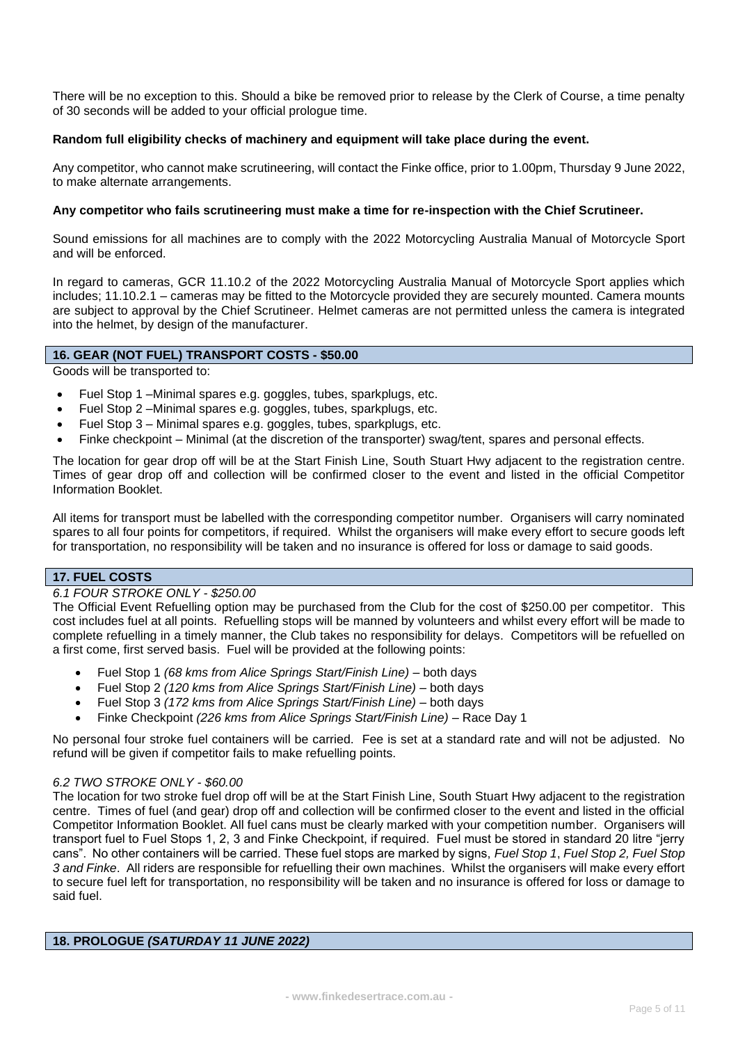There will be no exception to this. Should a bike be removed prior to release by the Clerk of Course, a time penalty of 30 seconds will be added to your official prologue time.

**Random full eligibility checks of machinery and equipment will take place during the event.**

Any competitor, who cannot make scrutineering, will contact the Finke office, prior to 1.00pm, Thursday 9 June 2022, to make alternate arrangements.

**Any competitor who fails scrutineering must make a time for re-inspection with the Chief Scrutineer.**

Sound emissions for all machines are to comply with the 2022 Motorcycling Australia Manual of Motorcycle Sport and will be enforced.

In regard to cameras, GCR 11.10.2 of the 2022 Motorcycling Australia Manual of Motorcycle Sport applies which includes; 11.10.2.1 – cameras may be fitted to the Motorcycle provided they are securely mounted. Camera mounts are subject to approval by the Chief Scrutineer. Helmet cameras are not permitted unless the camera is integrated into the helmet, by design of the manufacturer.

## 16. GEAR (NOT FUEL) TRANSPORT COSTS - $50.00

Goods will be transported to:

- Fuel Stop 1 –Minimal spares e.g. goggles, tubes, sparkplugs, etc.
- Fuel Stop 2 –Minimal spares e.g. goggles, tubes, sparkplugs, etc.
- Fuel Stop 3 – Minimal spares e.g. goggles, tubes, sparkplugs, etc.
- Finke checkpoint – Minimal (at the discretion of the transporter) swag/tent, spares and personal effects.

The location for gear drop off will be at the Start Finish Line, South Stuart Hwy adjacent to the registration centre. Times of gear drop off and collection will be confirmed closer to the event and listed in the official Competitor Information Booklet.

All items for transport must be labelled with the corresponding competitor number. Organisers will carry nominated spares to all four points for competitors, if required. Whilst the organisers will make every effort to secure goods left for transportation, no responsibility will be taken and no insurance is offered for loss or damage to said goods.

## 17. FUEL COSTS

*6.1 FOUR STROKE ONLY - $250.00*

The Official Event Refuelling option may be purchased from the Club for the cost of $250.00 per competitor. This cost includes fuel at all points. Refuelling stops will be manned by volunteers and whilst every effort will be made to complete refuelling in a timely manner, the Club takes no responsibility for delays. Competitors will be refuelled on a first come, first served basis. Fuel will be provided at the following points:

- Fuel Stop 1 *(68 kms from Alice Springs Start/Finish Line)* – both days
- Fuel Stop 2 *(120 kms from Alice Springs Start/Finish Line)* – both days
- Fuel Stop 3 *(172 kms from Alice Springs Start/Finish Line)* – both days
- Finke Checkpoint *(226 kms from Alice Springs Start/Finish Line)* – Race Day 1

No personal four stroke fuel containers will be carried. Fee is set at a standard rate and will not be adjusted. No refund will be given if competitor fails to make refuelling points.

*6.2 TWO STROKE ONLY - $60.00*

The location for two stroke fuel drop off will be at the Start Finish Line, South Stuart Hwy adjacent to the registration centre. Times of fuel (and gear) drop off and collection will be confirmed closer to the event and listed in the official Competitor Information Booklet. All fuel cans must be clearly marked with your competition number. Organisers will transport fuel to Fuel Stops 1, 2, 3 and Finke Checkpoint, if required. Fuel must be stored in standard 20 litre "jerry cans". No other containers will be carried. These fuel stops are marked by signs, *Fuel Stop 1*, *Fuel Stop 2, Fuel Stop 3 and Finke*. All riders are responsible for refuelling their own machines. Whilst the organisers will make every effort to secure fuel left for transportation, no responsibility will be taken and no insurance is offered for loss or damage to said fuel.

## 18. PROLOGUE *(SATURDAY 11 JUNE 2022)*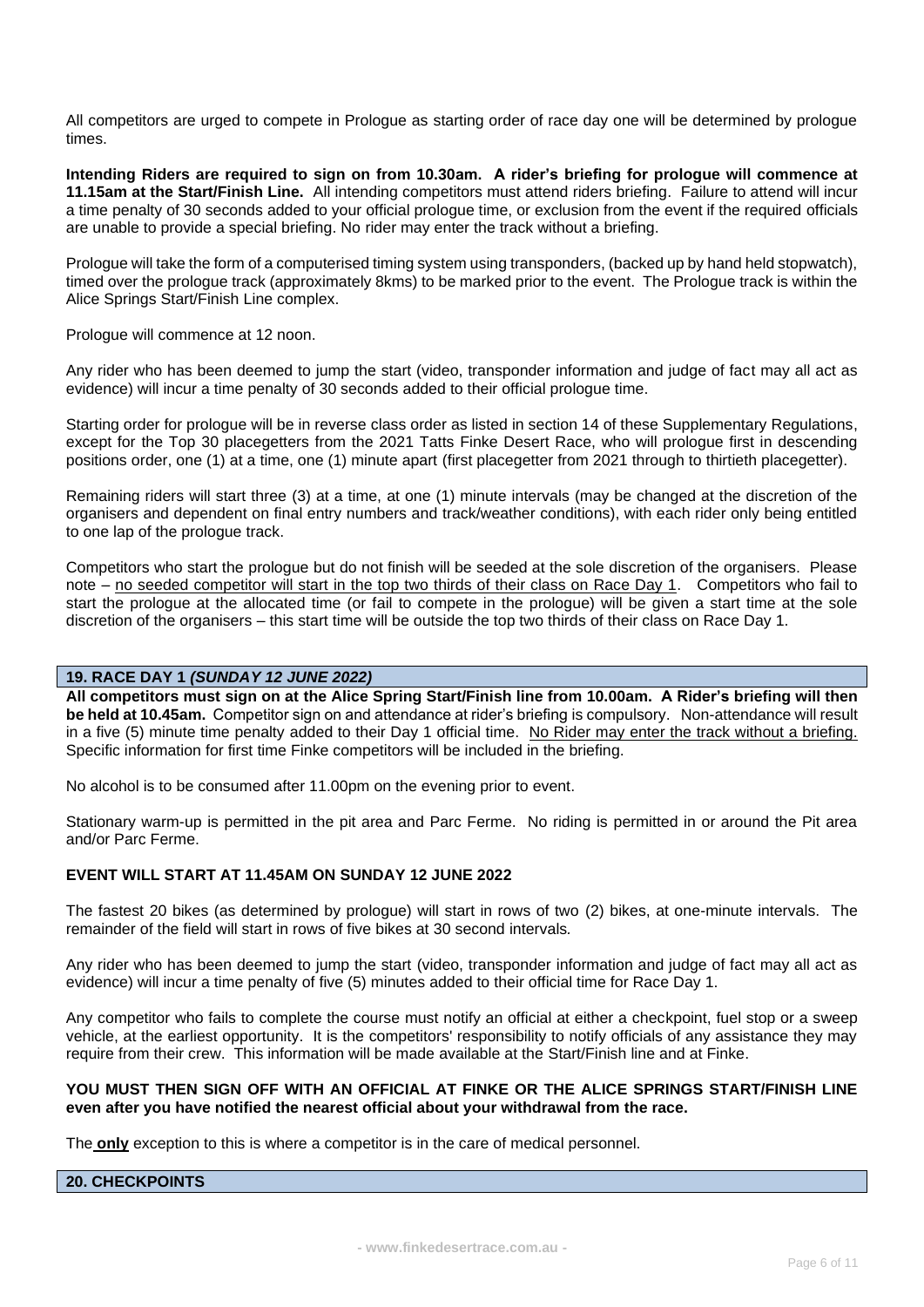All competitors are urged to compete in Prologue as starting order of race day one will be determined by prologue times.

**Intending Riders are required to sign on from 10.30am. A rider's briefing for prologue will commence at 11.15am at the Start/Finish Line.** All intending competitors must attend riders briefing. Failure to attend will incur a time penalty of 30 seconds added to your official prologue time, or exclusion from the event if the required officials are unable to provide a special briefing. No rider may enter the track without a briefing.

Prologue will take the form of a computerised timing system using transponders, (backed up by hand held stopwatch), timed over the prologue track (approximately 8kms) to be marked prior to the event. The Prologue track is within the Alice Springs Start/Finish Line complex.

Prologue will commence at 12 noon.

Any rider who has been deemed to jump the start (video, transponder information and judge of fact may all act as evidence) will incur a time penalty of 30 seconds added to their official prologue time.

Starting order for prologue will be in reverse class order as listed in section 14 of these Supplementary Regulations, except for the Top 30 placegetters from the 2021 Tatts Finke Desert Race, who will prologue first in descending positions order, one (1) at a time, one (1) minute apart (first placegetter from 2021 through to thirtieth placegetter).

Remaining riders will start three (3) at a time, at one (1) minute intervals (may be changed at the discretion of the organisers and dependent on final entry numbers and track/weather conditions), with each rider only being entitled to one lap of the prologue track.

Competitors who start the prologue but do not finish will be seeded at the sole discretion of the organisers. Please note – no seeded competitor will start in the top two thirds of their class on Race Day 1. Competitors who fail to start the prologue at the allocated time (or fail to compete in the prologue) will be given a start time at the sole discretion of the organisers – this start time will be outside the top two thirds of their class on Race Day 1.

## 19. RACE DAY 1 *(SUNDAY 12 JUNE 2022)*

**All competitors must sign on at the Alice Spring Start/Finish line from 10.00am. A Rider's briefing will then be held at 10.45am.** Competitor sign on and attendance at rider's briefing is compulsory. Non-attendance will result in a five (5) minute time penalty added to their Day 1 official time. No Rider may enter the track without a briefing. Specific information for first time Finke competitors will be included in the briefing.

No alcohol is to be consumed after 11.00pm on the evening prior to event.

Stationary warm-up is permitted in the pit area and Parc Ferme. No riding is permitted in or around the Pit area and/or Parc Ferme.

**EVENT WILL START AT 11.45AM ON SUNDAY 12 JUNE 2022**

The fastest 20 bikes (as determined by prologue) will start in rows of two (2) bikes, at one-minute intervals. The remainder of the field will start in rows of five bikes at 30 second intervals*.*

Any rider who has been deemed to jump the start (video, transponder information and judge of fact may all act as evidence) will incur a time penalty of five (5) minutes added to their official time for Race Day 1.

Any competitor who fails to complete the course must notify an official at either a checkpoint, fuel stop or a sweep vehicle, at the earliest opportunity. It is the competitors' responsibility to notify officials of any assistance they may require from their crew. This information will be made available at the Start/Finish line and at Finke.

**YOU MUST THEN SIGN OFF WITH AN OFFICIAL AT FINKE OR THE ALICE SPRINGS START/FINISH LINE even after you have notified the nearest official about your withdrawal from the race.**

The **only** exception to this is where a competitor is in the care of medical personnel.

## 20. CHECKPOINTS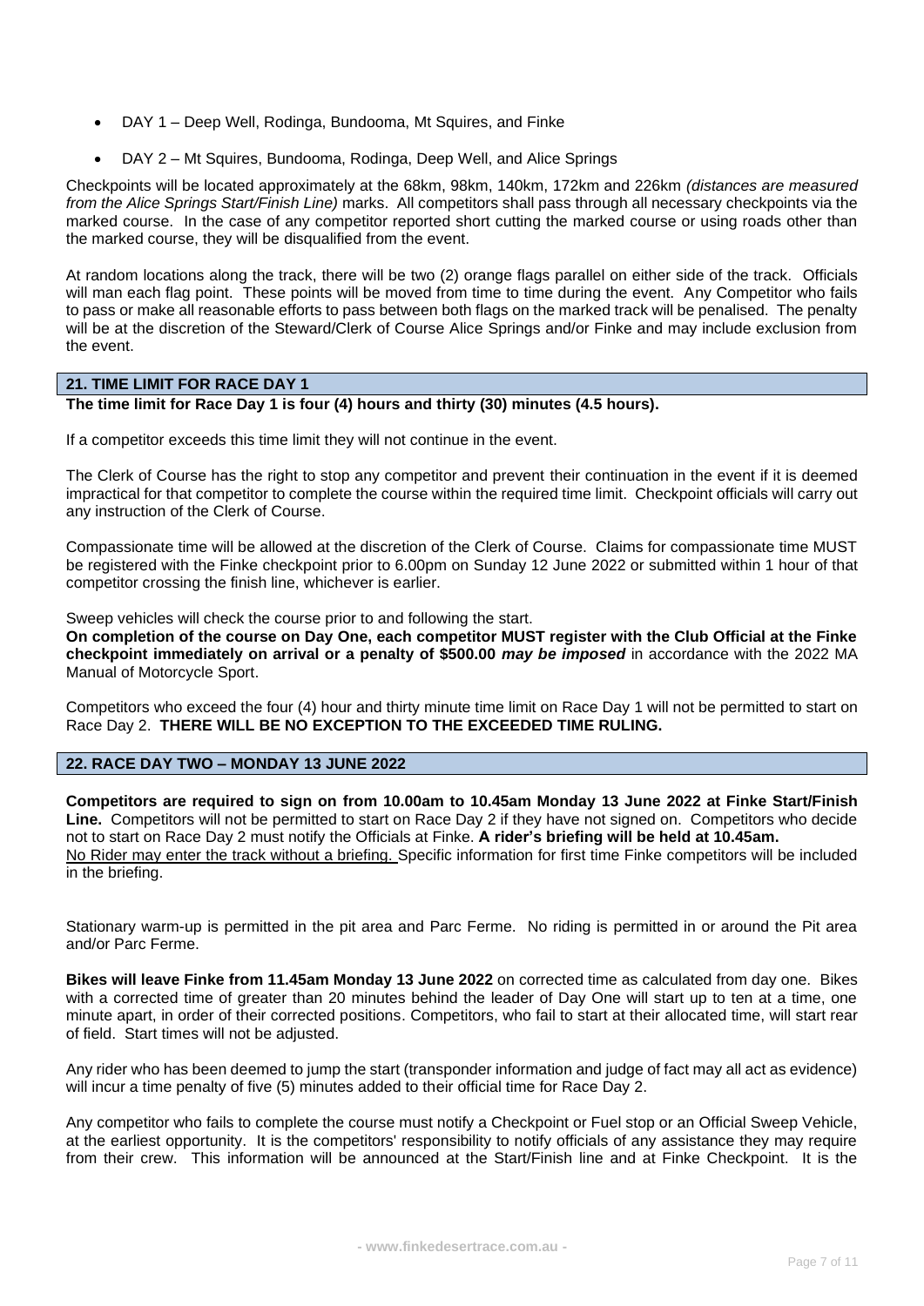- DAY 1 – Deep Well, Rodinga, Bundooma, Mt Squires, and Finke
- DAY 2 – Mt Squires, Bundooma, Rodinga, Deep Well, and Alice Springs

Checkpoints will be located approximately at the 68km, 98km, 140km, 172km and 226km *(distances are measured from the Alice Springs Start/Finish Line)* marks. All competitors shall pass through all necessary checkpoints via the marked course. In the case of any competitor reported short cutting the marked course or using roads other than the marked course, they will be disqualified from the event.

At random locations along the track, there will be two (2) orange flags parallel on either side of the track. Officials will man each flag point. These points will be moved from time to time during the event. Any Competitor who fails to pass or make all reasonable efforts to pass between both flags on the marked track will be penalised. The penalty will be at the discretion of the Steward/Clerk of Course Alice Springs and/or Finke and may include exclusion from the event.

## 21. TIME LIMIT FOR RACE DAY 1

**The time limit for Race Day 1 is four (4) hours and thirty (30) minutes (4.5 hours).**

If a competitor exceeds this time limit they will not continue in the event.

The Clerk of Course has the right to stop any competitor and prevent their continuation in the event if it is deemed impractical for that competitor to complete the course within the required time limit. Checkpoint officials will carry out any instruction of the Clerk of Course.

Compassionate time will be allowed at the discretion of the Clerk of Course. Claims for compassionate time MUST be registered with the Finke checkpoint prior to 6.00pm on Sunday 12 June 2022 or submitted within 1 hour of that competitor crossing the finish line, whichever is earlier.

Sweep vehicles will check the course prior to and following the start.
**On completion of the course on Day One, each competitor MUST register with the Club Official at the Finke checkpoint immediately on arrival or a penalty of $500.00 *may be imposed*** in accordance with the 2022 MA Manual of Motorcycle Sport.

Competitors who exceed the four (4) hour and thirty minute time limit on Race Day 1 will not be permitted to start on Race Day 2. **THERE WILL BE NO EXCEPTION TO THE EXCEEDED TIME RULING.**

## 22. RACE DAY TWO – MONDAY 13 JUNE 2022

**Competitors are required to sign on from 10.00am to 10.45am Monday 13 June 2022 at Finke Start/Finish Line.** Competitors will not be permitted to start on Race Day 2 if they have not signed on. Competitors who decide not to start on Race Day 2 must notify the Officials at Finke. **A rider's briefing will be held at 10.45am.**
No Rider may enter the track without a briefing. Specific information for first time Finke competitors will be included in the briefing.

Stationary warm-up is permitted in the pit area and Parc Ferme. No riding is permitted in or around the Pit area and/or Parc Ferme.

**Bikes will leave Finke from 11.45am Monday 13 June 2022** on corrected time as calculated from day one. Bikes with a corrected time of greater than 20 minutes behind the leader of Day One will start up to ten at a time, one minute apart, in order of their corrected positions. Competitors, who fail to start at their allocated time, will start rear of field. Start times will not be adjusted.

Any rider who has been deemed to jump the start (transponder information and judge of fact may all act as evidence) will incur a time penalty of five (5) minutes added to their official time for Race Day 2.

Any competitor who fails to complete the course must notify a Checkpoint or Fuel stop or an Official Sweep Vehicle, at the earliest opportunity. It is the competitors' responsibility to notify officials of any assistance they may require from their crew. This information will be announced at the Start/Finish line and at Finke Checkpoint. It is the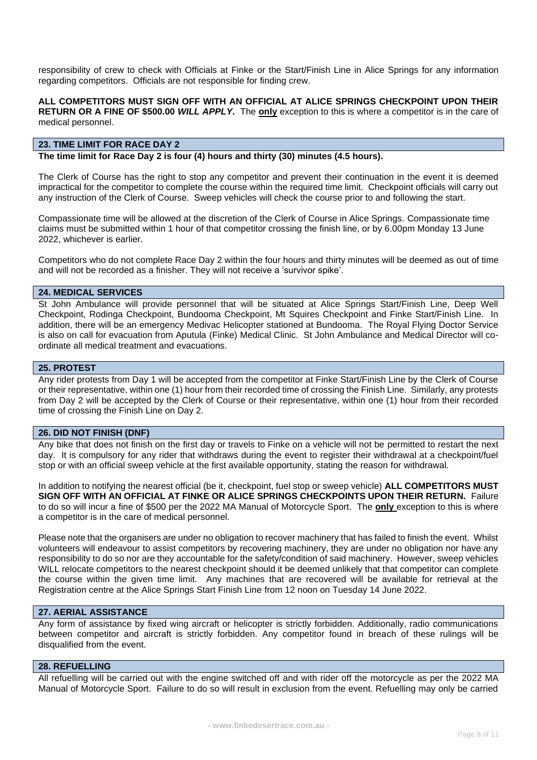responsibility of crew to check with Officials at Finke or the Start/Finish Line in Alice Springs for any information regarding competitors. Officials are not responsible for finding crew.

**ALL COMPETITORS MUST SIGN OFF WITH AN OFFICIAL AT ALICE SPRINGS CHECKPOINT UPON THEIR RETURN OR A FINE OF $500.00 *WILL APPLY*.** The **only** exception to this is where a competitor is in the care of medical personnel.

## 23. TIME LIMIT FOR RACE DAY 2

**The time limit for Race Day 2 is four (4) hours and thirty (30) minutes (4.5 hours).**

The Clerk of Course has the right to stop any competitor and prevent their continuation in the event it is deemed impractical for the competitor to complete the course within the required time limit. Checkpoint officials will carry out any instruction of the Clerk of Course. Sweep vehicles will check the course prior to and following the start.

Compassionate time will be allowed at the discretion of the Clerk of Course in Alice Springs. Compassionate time claims must be submitted within 1 hour of that competitor crossing the finish line, or by 6.00pm Monday 13 June 2022, whichever is earlier.

Competitors who do not complete Race Day 2 within the four hours and thirty minutes will be deemed as out of time and will not be recorded as a finisher. They will not receive a 'survivor spike'.

## 24. MEDICAL SERVICES

St John Ambulance will provide personnel that will be situated at Alice Springs Start/Finish Line, Deep Well Checkpoint, Rodinga Checkpoint, Bundooma Checkpoint, Mt Squires Checkpoint and Finke Start/Finish Line. In addition, there will be an emergency Medivac Helicopter stationed at Bundooma. The Royal Flying Doctor Service is also on call for evacuation from Aputula (Finke) Medical Clinic. St John Ambulance and Medical Director will co-ordinate all medical treatment and evacuations.

## 25. PROTEST

Any rider protests from Day 1 will be accepted from the competitor at Finke Start/Finish Line by the Clerk of Course or their representative, within one (1) hour from their recorded time of crossing the Finish Line. Similarly, any protests from Day 2 will be accepted by the Clerk of Course or their representative, within one (1) hour from their recorded time of crossing the Finish Line on Day 2.

## 26. DID NOT FINISH (DNF)

Any bike that does not finish on the first day or travels to Finke on a vehicle will not be permitted to restart the next day. It is compulsory for any rider that withdraws during the event to register their withdrawal at a checkpoint/fuel stop or with an official sweep vehicle at the first available opportunity, stating the reason for withdrawal.

In addition to notifying the nearest official (be it, checkpoint, fuel stop or sweep vehicle) **ALL COMPETITORS MUST SIGN OFF WITH AN OFFICIAL AT FINKE OR ALICE SPRINGS CHECKPOINTS UPON THEIR RETURN.** Failure to do so will incur a fine of $500 per the 2022 MA Manual of Motorcycle Sport. The **only** exception to this is where a competitor is in the care of medical personnel.

Please note that the organisers are under no obligation to recover machinery that has failed to finish the event. Whilst volunteers will endeavour to assist competitors by recovering machinery, they are under no obligation nor have any responsibility to do so nor are they accountable for the safety/condition of said machinery. However, sweep vehicles WILL relocate competitors to the nearest checkpoint should it be deemed unlikely that that competitor can complete the course within the given time limit. Any machines that are recovered will be available for retrieval at the Registration centre at the Alice Springs Start Finish Line from 12 noon on Tuesday 14 June 2022.

## 27. AERIAL ASSISTANCE

Any form of assistance by fixed wing aircraft or helicopter is strictly forbidden. Additionally, radio communications between competitor and aircraft is strictly forbidden. Any competitor found in breach of these rulings will be disqualified from the event.

## 28. REFUELLING

All refuelling will be carried out with the engine switched off and with rider off the motorcycle as per the 2022 MA Manual of Motorcycle Sport. Failure to do so will result in exclusion from the event. Refuelling may only be carried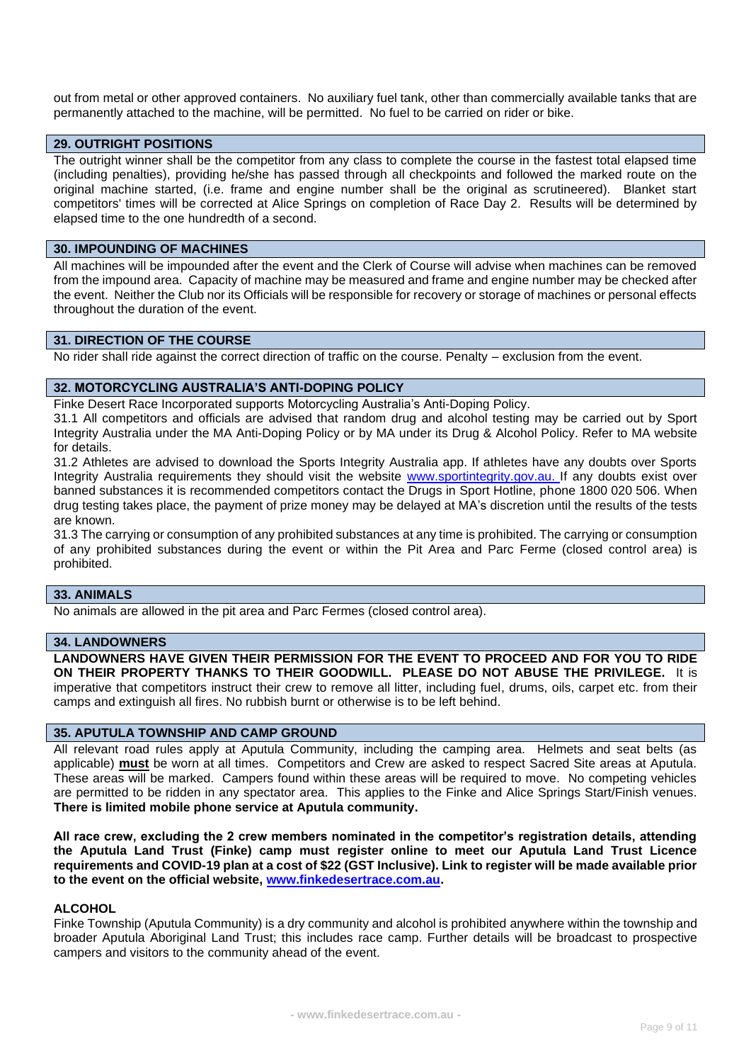out from metal or other approved containers. No auxiliary fuel tank, other than commercially available tanks that are permanently attached to the machine, will be permitted. No fuel to be carried on rider or bike.

## 29. OUTRIGHT POSITIONS

The outright winner shall be the competitor from any class to complete the course in the fastest total elapsed time (including penalties), providing he/she has passed through all checkpoints and followed the marked route on the original machine started, (i.e. frame and engine number shall be the original as scrutineered). Blanket start competitors' times will be corrected at Alice Springs on completion of Race Day 2. Results will be determined by elapsed time to the one hundredth of a second.

## 30. IMPOUNDING OF MACHINES

All machines will be impounded after the event and the Clerk of Course will advise when machines can be removed from the impound area. Capacity of machine may be measured and frame and engine number may be checked after the event. Neither the Club nor its Officials will be responsible for recovery or storage of machines or personal effects throughout the duration of the event.

## 31. DIRECTION OF THE COURSE

No rider shall ride against the correct direction of traffic on the course. Penalty – exclusion from the event.

## 32. MOTORCYCLING AUSTRALIA'S ANTI-DOPING POLICY

Finke Desert Race Incorporated supports Motorcycling Australia's Anti-Doping Policy.

31.1 All competitors and officials are advised that random drug and alcohol testing may be carried out by Sport Integrity Australia under the MA Anti-Doping Policy or by MA under its Drug & Alcohol Policy. Refer to MA website for details.

31.2 Athletes are advised to download the Sports Integrity Australia app. If athletes have any doubts over Sports Integrity Australia requirements they should visit the website www.sportintegrity.gov.au. If any doubts exist over banned substances it is recommended competitors contact the Drugs in Sport Hotline, phone 1800 020 506. When drug testing takes place, the payment of prize money may be delayed at MA's discretion until the results of the tests are known.

31.3 The carrying or consumption of any prohibited substances at any time is prohibited. The carrying or consumption of any prohibited substances during the event or within the Pit Area and Parc Ferme (closed control area) is prohibited.

## 33. ANIMALS

No animals are allowed in the pit area and Parc Fermes (closed control area).

## 34. LANDOWNERS

**LANDOWNERS HAVE GIVEN THEIR PERMISSION FOR THE EVENT TO PROCEED AND FOR YOU TO RIDE ON THEIR PROPERTY THANKS TO THEIR GOODWILL. PLEASE DO NOT ABUSE THE PRIVILEGE.** It is imperative that competitors instruct their crew to remove all litter, including fuel, drums, oils, carpet etc. from their camps and extinguish all fires. No rubbish burnt or otherwise is to be left behind.

## 35. APUTULA TOWNSHIP AND CAMP GROUND

All relevant road rules apply at Aputula Community, including the camping area. Helmets and seat belts (as applicable) **must** be worn at all times. Competitors and Crew are asked to respect Sacred Site areas at Aputula. These areas will be marked. Campers found within these areas will be required to move. No competing vehicles are permitted to be ridden in any spectator area. This applies to the Finke and Alice Springs Start/Finish venues. **There is limited mobile phone service at Aputula community.**

**All race crew, excluding the 2 crew members nominated in the competitor's registration details, attending the Aputula Land Trust (Finke) camp must register online to meet our Aputula Land Trust Licence requirements and COVID-19 plan at a cost of $22 (GST Inclusive). Link to register will be made available prior to the event on the official website, www.finkedesertrace.com.au.**

### ALCOHOL

Finke Township (Aputula Community) is a dry community and alcohol is prohibited anywhere within the township and broader Aputula Aboriginal Land Trust; this includes race camp. Further details will be broadcast to prospective campers and visitors to the community ahead of the event.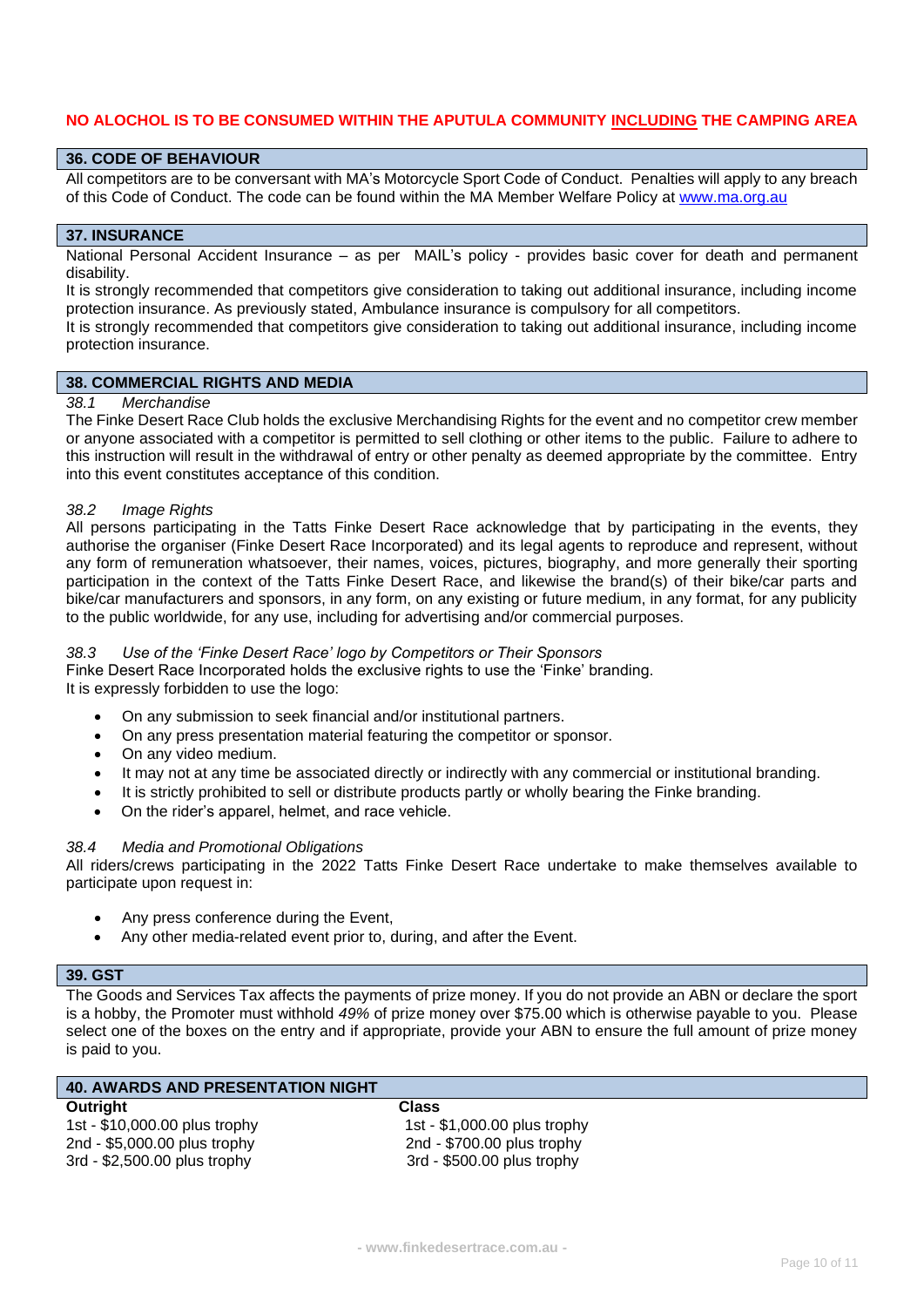**NO ALOCHOL IS TO BE CONSUMED WITHIN THE APUTULA COMMUNITY INCLUDING THE CAMPING AREA**

## 36. CODE OF BEHAVIOUR

All competitors are to be conversant with MA's Motorcycle Sport Code of Conduct. Penalties will apply to any breach of this Code of Conduct. The code can be found within the MA Member Welfare Policy at www.ma.org.au

## 37. INSURANCE

National Personal Accident Insurance – as per MAIL's policy - provides basic cover for death and permanent disability.

It is strongly recommended that competitors give consideration to taking out additional insurance, including income protection insurance. As previously stated, Ambulance insurance is compulsory for all competitors.

It is strongly recommended that competitors give consideration to taking out additional insurance, including income protection insurance.

## 38. COMMERCIAL RIGHTS AND MEDIA

*38.1 Merchandise*

The Finke Desert Race Club holds the exclusive Merchandising Rights for the event and no competitor crew member or anyone associated with a competitor is permitted to sell clothing or other items to the public. Failure to adhere to this instruction will result in the withdrawal of entry or other penalty as deemed appropriate by the committee. Entry into this event constitutes acceptance of this condition.

*38.2 Image Rights*

All persons participating in the Tatts Finke Desert Race acknowledge that by participating in the events, they authorise the organiser (Finke Desert Race Incorporated) and its legal agents to reproduce and represent, without any form of remuneration whatsoever, their names, voices, pictures, biography, and more generally their sporting participation in the context of the Tatts Finke Desert Race, and likewise the brand(s) of their bike/car parts and bike/car manufacturers and sponsors, in any form, on any existing or future medium, in any format, for any publicity to the public worldwide, for any use, including for advertising and/or commercial purposes.

*38.3 Use of the 'Finke Desert Race' logo by Competitors or Their Sponsors*

Finke Desert Race Incorporated holds the exclusive rights to use the 'Finke' branding.
It is expressly forbidden to use the logo:

- On any submission to seek financial and/or institutional partners.
- On any press presentation material featuring the competitor or sponsor.
- On any video medium.
- It may not at any time be associated directly or indirectly with any commercial or institutional branding.
- It is strictly prohibited to sell or distribute products partly or wholly bearing the Finke branding.
- On the rider's apparel, helmet, and race vehicle.

*38.4 Media and Promotional Obligations*

All riders/crews participating in the 2022 Tatts Finke Desert Race undertake to make themselves available to participate upon request in:

- Any press conference during the Event,
- Any other media-related event prior to, during, and after the Event.

## 39. GST

The Goods and Services Tax affects the payments of prize money. If you do not provide an ABN or declare the sport is a hobby, the Promoter must withhold *49%* of prize money over $75.00 which is otherwise payable to you. Please select one of the boxes on the entry and if appropriate, provide your ABN to ensure the full amount of prize money is paid to you.

## 40. AWARDS AND PRESENTATION NIGHT

| Outright | Class |
|---|---|
| 1st - $10,000.00 plus trophy | 1st - $1,000.00 plus trophy |
| 2nd - $5,000.00 plus trophy | 2nd - $700.00 plus trophy |
| 3rd - $2,500.00 plus trophy | 3rd - $500.00 plus trophy |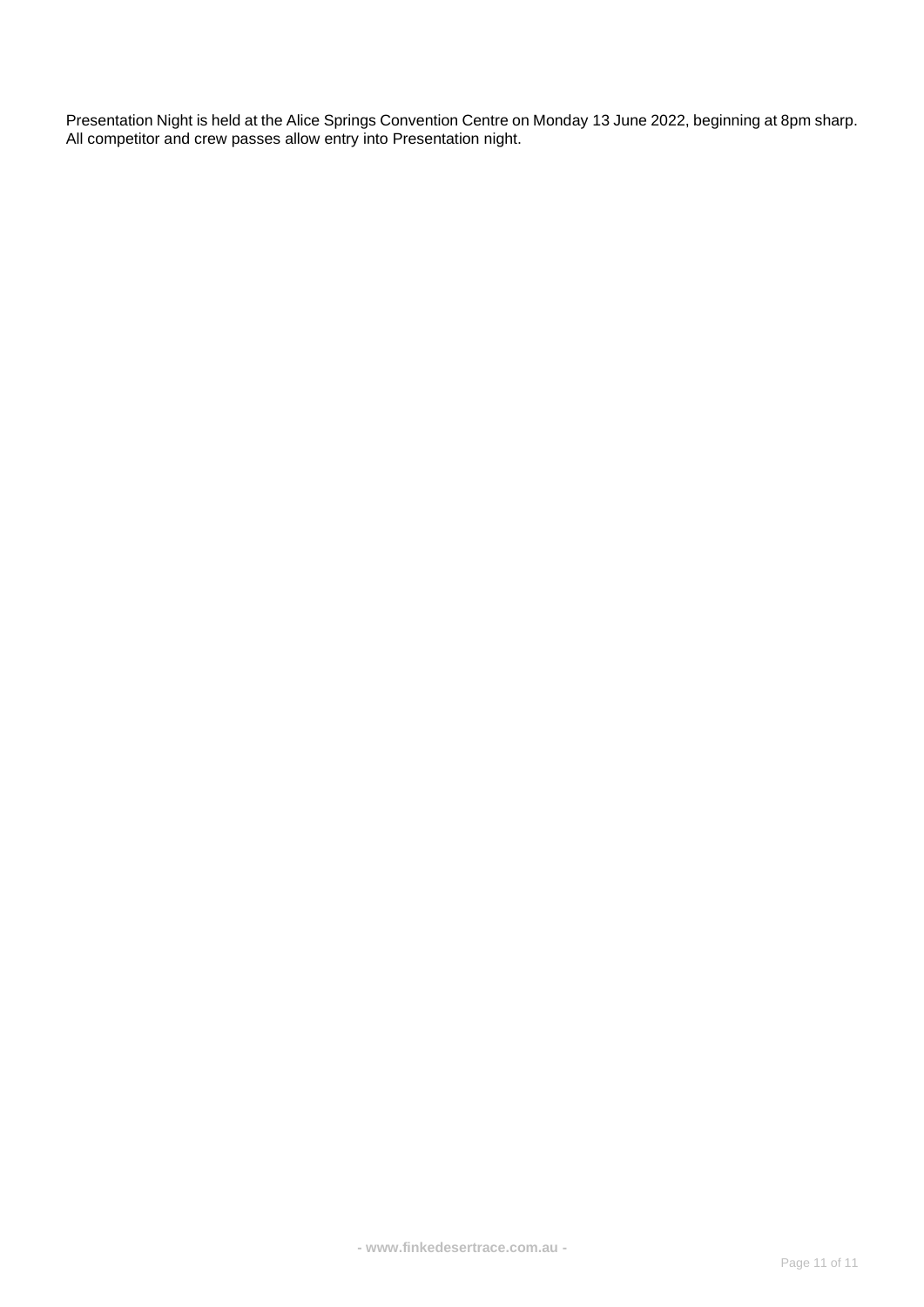Presentation Night is held at the Alice Springs Convention Centre on Monday 13 June 2022, beginning at 8pm sharp. All competitor and crew passes allow entry into Presentation night.